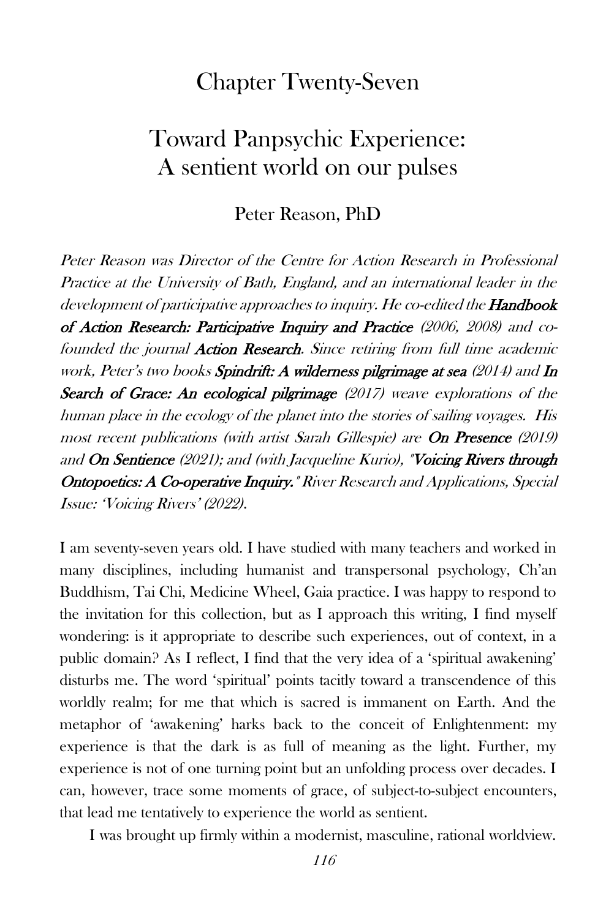# Chapter Twenty-Seven

## Toward Panpsychic Experience: A sentient world on our pulses

### Peter Reason, PhD

*Peter Reason was Director of the Centre for Action Research in Professional Practice at the University of Bath, England, and an international leader in the development of participative approaches to inquiry. He co-edited the* ***Handbook of Action Research: Participative Inquiry and Practice*** *(2006, 2008) and co-founded the journal* ***Action Research****. Since retiring from full time academic work, Peter's two books* ***Spindrift: A wilderness pilgrimage at sea*** *(2014) and* ***In Search of Grace: An ecological pilgrimage*** *(2017) weave explorations of the human place in the ecology of the planet into the stories of sailing voyages. His most recent publications (with artist Sarah Gillespie) are* ***On Presence*** *(2019) and* ***On Sentience*** *(2021); and (with Jacqueline Kurio), "****Voicing Rivers through Ontopoetics: A Co-operative Inquiry.****" River Research and Applications, Special Issue: 'Voicing Rivers' (2022).*

I am seventy-seven years old. I have studied with many teachers and worked in many disciplines, including humanist and transpersonal psychology, Ch'an Buddhism, Tai Chi, Medicine Wheel, Gaia practice. I was happy to respond to the invitation for this collection, but as I approach this writing, I find myself wondering: is it appropriate to describe such experiences, out of context, in a public domain? As I reflect, I find that the very idea of a 'spiritual awakening' disturbs me. The word 'spiritual' points tacitly toward a transcendence of this worldly realm; for me that which is sacred is immanent on Earth. And the metaphor of 'awakening' harks back to the conceit of Enlightenment: my experience is that the dark is as full of meaning as the light. Further, my experience is not of one turning point but an unfolding process over decades. I can, however, trace some moments of grace, of subject-to-subject encounters, that lead me tentatively to experience the world as sentient.

I was brought up firmly within a modernist, masculine, rational worldview.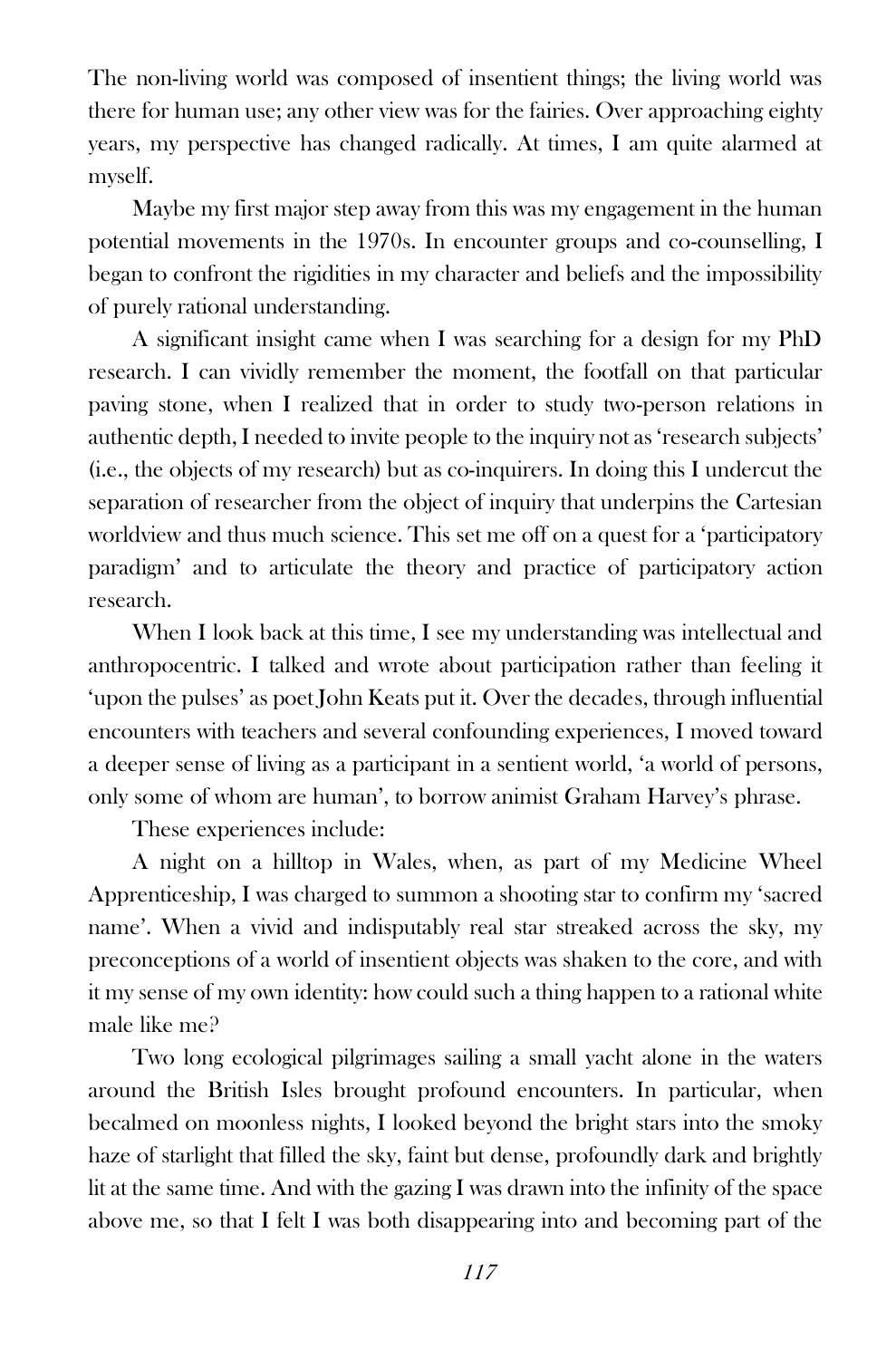The non-living world was composed of insentient things; the living world was there for human use; any other view was for the fairies. Over approaching eighty years, my perspective has changed radically. At times, I am quite alarmed at myself.

Maybe my first major step away from this was my engagement in the human potential movements in the 1970s. In encounter groups and co-counselling, I began to confront the rigidities in my character and beliefs and the impossibility of purely rational understanding.

A significant insight came when I was searching for a design for my PhD research. I can vividly remember the moment, the footfall on that particular paving stone, when I realized that in order to study two-person relations in authentic depth, I needed to invite people to the inquiry not as 'research subjects' (i.e., the objects of my research) but as co-inquirers. In doing this I undercut the separation of researcher from the object of inquiry that underpins the Cartesian worldview and thus much science. This set me off on a quest for a 'participatory paradigm' and to articulate the theory and practice of participatory action research.

When I look back at this time, I see my understanding was intellectual and anthropocentric. I talked and wrote about participation rather than feeling it 'upon the pulses' as poet John Keats put it. Over the decades, through influential encounters with teachers and several confounding experiences, I moved toward a deeper sense of living as a participant in a sentient world, 'a world of persons, only some of whom are human', to borrow animist Graham Harvey's phrase.

These experiences include:

A night on a hilltop in Wales, when, as part of my Medicine Wheel Apprenticeship, I was charged to summon a shooting star to confirm my 'sacred name'. When a vivid and indisputably real star streaked across the sky, my preconceptions of a world of insentient objects was shaken to the core, and with it my sense of my own identity: how could such a thing happen to a rational white male like me?

Two long ecological pilgrimages sailing a small yacht alone in the waters around the British Isles brought profound encounters. In particular, when becalmed on moonless nights, I looked beyond the bright stars into the smoky haze of starlight that filled the sky, faint but dense, profoundly dark and brightly lit at the same time. And with the gazing I was drawn into the infinity of the space above me, so that I felt I was both disappearing into and becoming part of the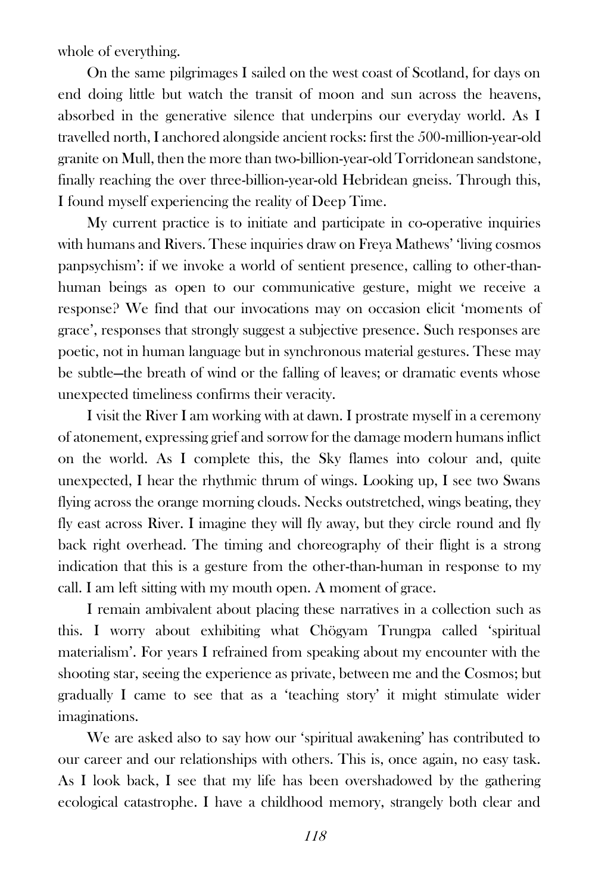whole of everything.

On the same pilgrimages I sailed on the west coast of Scotland, for days on end doing little but watch the transit of moon and sun across the heavens, absorbed in the generative silence that underpins our everyday world. As I travelled north, I anchored alongside ancient rocks: first the 500-million-year-old granite on Mull, then the more than two-billion-year-old Torridonean sandstone, finally reaching the over three-billion-year-old Hebridean gneiss. Through this, I found myself experiencing the reality of Deep Time.

My current practice is to initiate and participate in co-operative inquiries with humans and Rivers. These inquiries draw on Freya Mathews' 'living cosmos panpsychism': if we invoke a world of sentient presence, calling to other-than-human beings as open to our communicative gesture, might we receive a response? We find that our invocations may on occasion elicit 'moments of grace', responses that strongly suggest a subjective presence. Such responses are poetic, not in human language but in synchronous material gestures. These may be subtle—the breath of wind or the falling of leaves; or dramatic events whose unexpected timeliness confirms their veracity.

I visit the River I am working with at dawn. I prostrate myself in a ceremony of atonement, expressing grief and sorrow for the damage modern humans inflict on the world. As I complete this, the Sky flames into colour and, quite unexpected, I hear the rhythmic thrum of wings. Looking up, I see two Swans flying across the orange morning clouds. Necks outstretched, wings beating, they fly east across River. I imagine they will fly away, but they circle round and fly back right overhead. The timing and choreography of their flight is a strong indication that this is a gesture from the other-than-human in response to my call. I am left sitting with my mouth open. A moment of grace.

I remain ambivalent about placing these narratives in a collection such as this. I worry about exhibiting what Chögyam Trungpa called 'spiritual materialism'. For years I refrained from speaking about my encounter with the shooting star, seeing the experience as private, between me and the Cosmos; but gradually I came to see that as a 'teaching story' it might stimulate wider imaginations.

We are asked also to say how our 'spiritual awakening' has contributed to our career and our relationships with others. This is, once again, no easy task. As I look back, I see that my life has been overshadowed by the gathering ecological catastrophe. I have a childhood memory, strangely both clear and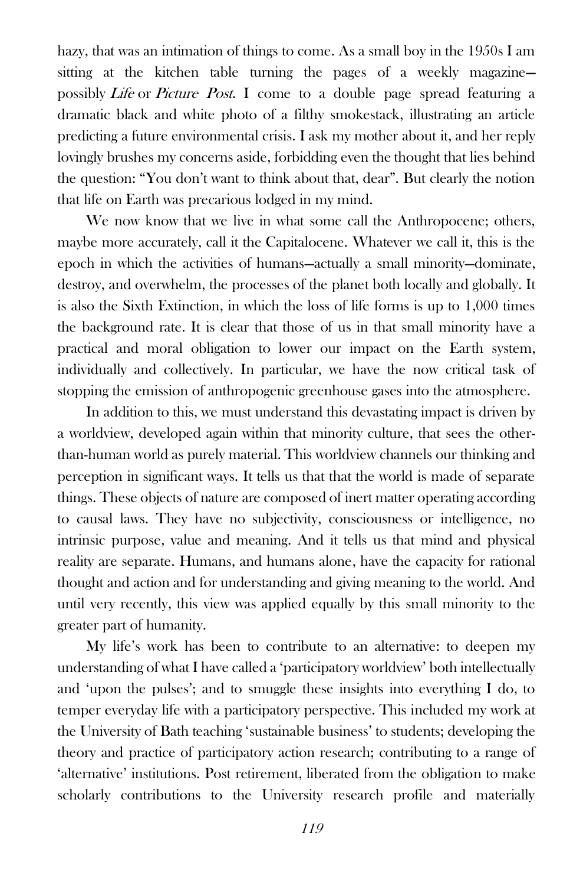hazy, that was an intimation of things to come. As a small boy in the 1950s I am sitting at the kitchen table turning the pages of a weekly magazine—possibly *Life* or *Picture Post*. I come to a double page spread featuring a dramatic black and white photo of a filthy smokestack, illustrating an article predicting a future environmental crisis. I ask my mother about it, and her reply lovingly brushes my concerns aside, forbidding even the thought that lies behind the question: "You don't want to think about that, dear". But clearly the notion that life on Earth was precarious lodged in my mind.

We now know that we live in what some call the Anthropocene; others, maybe more accurately, call it the Capitalocene. Whatever we call it, this is the epoch in which the activities of humans—actually a small minority—dominate, destroy, and overwhelm, the processes of the planet both locally and globally. It is also the Sixth Extinction, in which the loss of life forms is up to 1,000 times the background rate. It is clear that those of us in that small minority have a practical and moral obligation to lower our impact on the Earth system, individually and collectively. In particular, we have the now critical task of stopping the emission of anthropogenic greenhouse gases into the atmosphere.

In addition to this, we must understand this devastating impact is driven by a worldview, developed again within that minority culture, that sees the other-than-human world as purely material. This worldview channels our thinking and perception in significant ways. It tells us that that the world is made of separate things. These objects of nature are composed of inert matter operating according to causal laws. They have no subjectivity, consciousness or intelligence, no intrinsic purpose, value and meaning. And it tells us that mind and physical reality are separate. Humans, and humans alone, have the capacity for rational thought and action and for understanding and giving meaning to the world. And until very recently, this view was applied equally by this small minority to the greater part of humanity.

My life's work has been to contribute to an alternative: to deepen my understanding of what I have called a 'participatory worldview' both intellectually and 'upon the pulses'; and to smuggle these insights into everything I do, to temper everyday life with a participatory perspective. This included my work at the University of Bath teaching 'sustainable business' to students; developing the theory and practice of participatory action research; contributing to a range of 'alternative' institutions. Post retirement, liberated from the obligation to make scholarly contributions to the University research profile and materially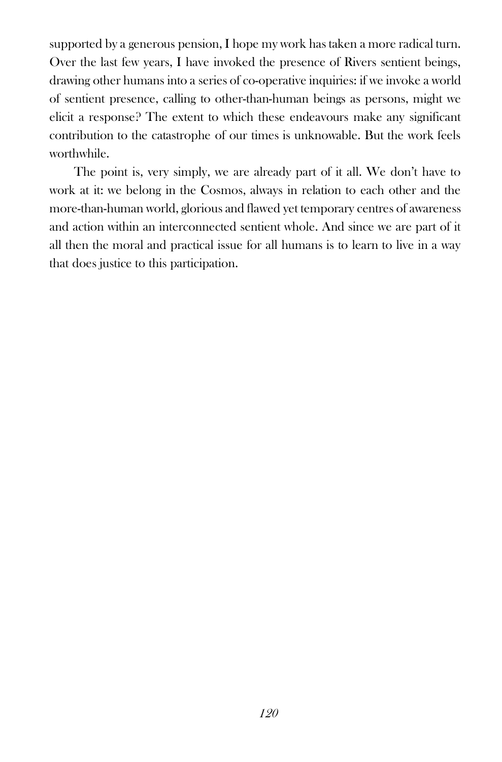supported by a generous pension, I hope my work has taken a more radical turn. Over the last few years, I have invoked the presence of Rivers sentient beings, drawing other humans into a series of co-operative inquiries: if we invoke a world of sentient presence, calling to other-than-human beings as persons, might we elicit a response? The extent to which these endeavours make any significant contribution to the catastrophe of our times is unknowable. But the work feels worthwhile.

The point is, very simply, we are already part of it all. We don't have to work at it: we belong in the Cosmos, always in relation to each other and the more-than-human world, glorious and flawed yet temporary centres of awareness and action within an interconnected sentient whole. And since we are part of it all then the moral and practical issue for all humans is to learn to live in a way that does justice to this participation.